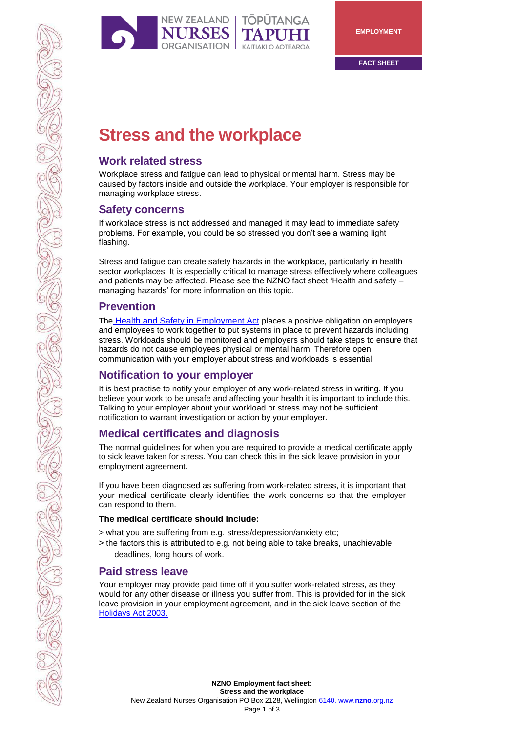NEW ZEALAND NURSES ORGANISATION | TŌPŪTANGA TAPUHI KAITIAKI O AOTEAROA

EMPLOYMENT

FACT SHEET

# Stress and the workplace

## Work related stress

Workplace stress and fatigue can lead to physical or mental harm. Stress may be caused by factors inside and outside the workplace. Your employer is responsible for managing workplace stress.

## Safety concerns

If workplace stress is not addressed and managed it may lead to immediate safety problems. For example, you could be so stressed you don't see a warning light flashing.

Stress and fatigue can create safety hazards in the workplace, particularly in health sector workplaces. It is especially critical to manage stress effectively where colleagues and patients may be affected. Please see the NZNO fact sheet 'Health and safety – managing hazards' for more information on this topic.

## Prevention

The Health and Safety in Employment Act places a positive obligation on employers and employees to work together to put systems in place to prevent hazards including stress. Workloads should be monitored and employers should take steps to ensure that hazards do not cause employees physical or mental harm. Therefore open communication with your employer about stress and workloads is essential.

## Notification to your employer

It is best practise to notify your employer of any work-related stress in writing. If you believe your work to be unsafe and affecting your health it is important to include this. Talking to your employer about your workload or stress may not be sufficient notification to warrant investigation or action by your employer.

## Medical certificates and diagnosis

The normal guidelines for when you are required to provide a medical certificate apply to sick leave taken for stress. You can check this in the sick leave provision in your employment agreement.

If you have been diagnosed as suffering from work-related stress, it is important that your medical certificate clearly identifies the work concerns so that the employer can respond to them.

**The medical certificate should include:**

> what you are suffering from e.g. stress/depression/anxiety etc;

> the factors this is attributed to e.g. not being able to take breaks, unachievable deadlines, long hours of work.

## Paid stress leave

Your employer may provide paid time off if you suffer work-related stress, as they would for any other disease or illness you suffer from. This is provided for in the sick leave provision in your employment agreement, and in the sick leave section of the Holidays Act 2003.

**NZNO Employment fact sheet:**
**Stress and the workplace**
New Zealand Nurses Organisation PO Box 2128, Wellington 6140. www.nzno.org.nz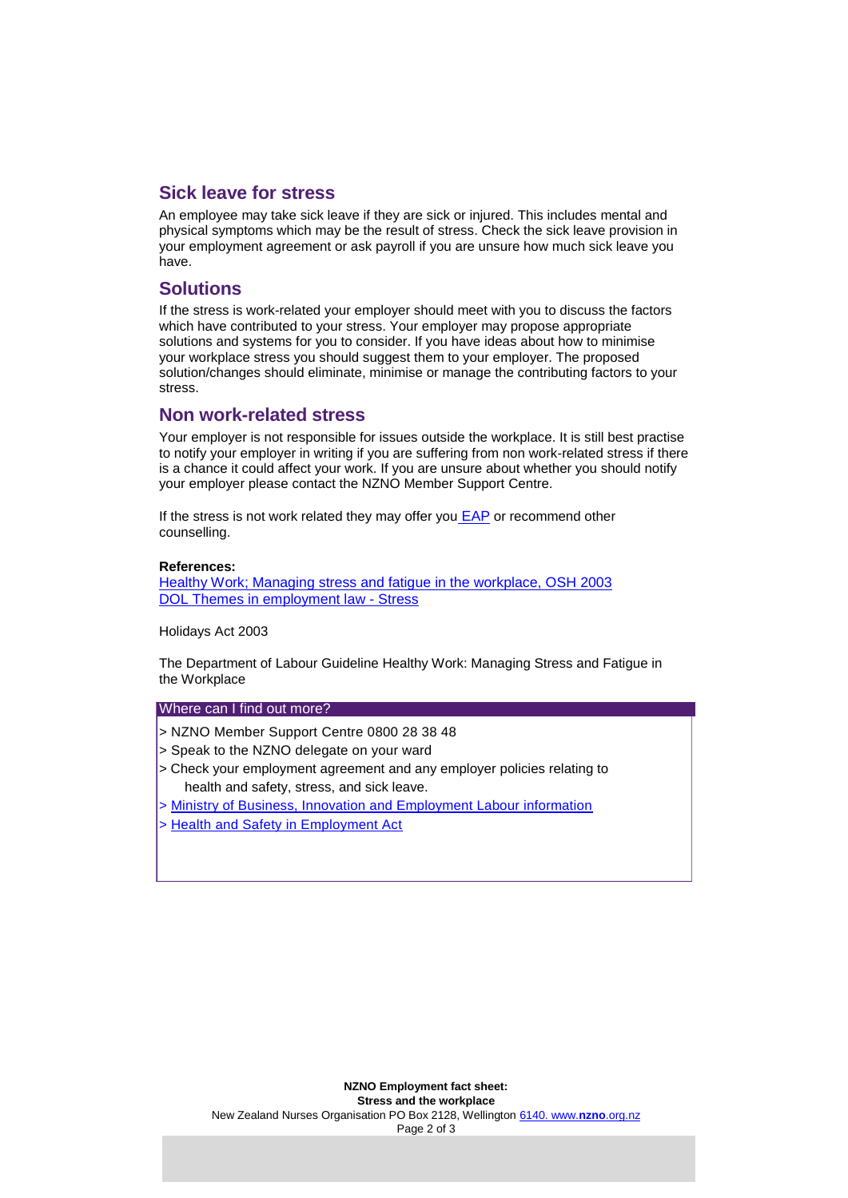## Sick leave for stress

An employee may take sick leave if they are sick or injured. This includes mental and physical symptoms which may be the result of stress. Check the sick leave provision in your employment agreement or ask payroll if you are unsure how much sick leave you have.

## Solutions

If the stress is work-related your employer should meet with you to discuss the factors which have contributed to your stress. Your employer may propose appropriate solutions and systems for you to consider. If you have ideas about how to minimise your workplace stress you should suggest them to your employer. The proposed solution/changes should eliminate, minimise or manage the contributing factors to your stress.

## Non work-related stress

Your employer is not responsible for issues outside the workplace. It is still best practise to notify your employer in writing if you are suffering from non work-related stress if there is a chance it could affect your work. If you are unsure about whether you should notify your employer please contact the NZNO Member Support Centre.

If the stress is not work related they may offer you EAP or recommend other counselling.

**References:**
Healthy Work; Managing stress and fatigue in the workplace, OSH 2003
DOL Themes in employment law - Stress

Holidays Act 2003

The Department of Labour Guideline Healthy Work: Managing Stress and Fatigue in the Workplace

### Where can I find out more?

> NZNO Member Support Centre 0800 28 38 48
> Speak to the NZNO delegate on your ward
> Check your employment agreement and any employer policies relating to health and safety, stress, and sick leave.
> Ministry of Business, Innovation and Employment Labour information
> Health and Safety in Employment Act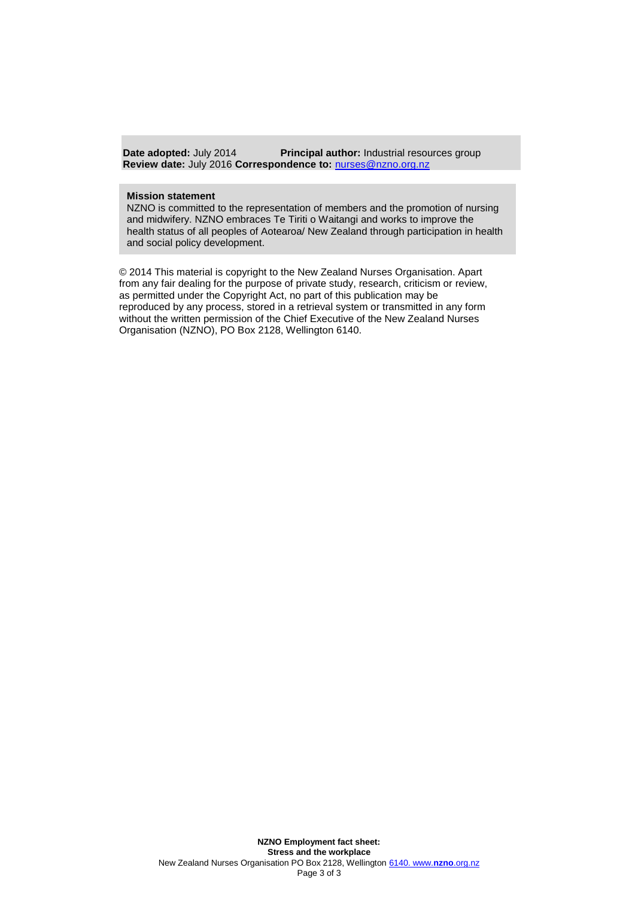**Date adopted:** July 2014 **Principal author:** Industrial resources group
**Review date:** July 2016 **Correspondence to:** nurses@nzno.org.nz

**Mission statement**
NZNO is committed to the representation of members and the promotion of nursing and midwifery. NZNO embraces Te Tiriti o Waitangi and works to improve the health status of all peoples of Aotearoa/ New Zealand through participation in health and social policy development.

© 2014 This material is copyright to the New Zealand Nurses Organisation. Apart from any fair dealing for the purpose of private study, research, criticism or review, as permitted under the Copyright Act, no part of this publication may be reproduced by any process, stored in a retrieval system or transmitted in any form without the written permission of the Chief Executive of the New Zealand Nurses Organisation (NZNO), PO Box 2128, Wellington 6140.